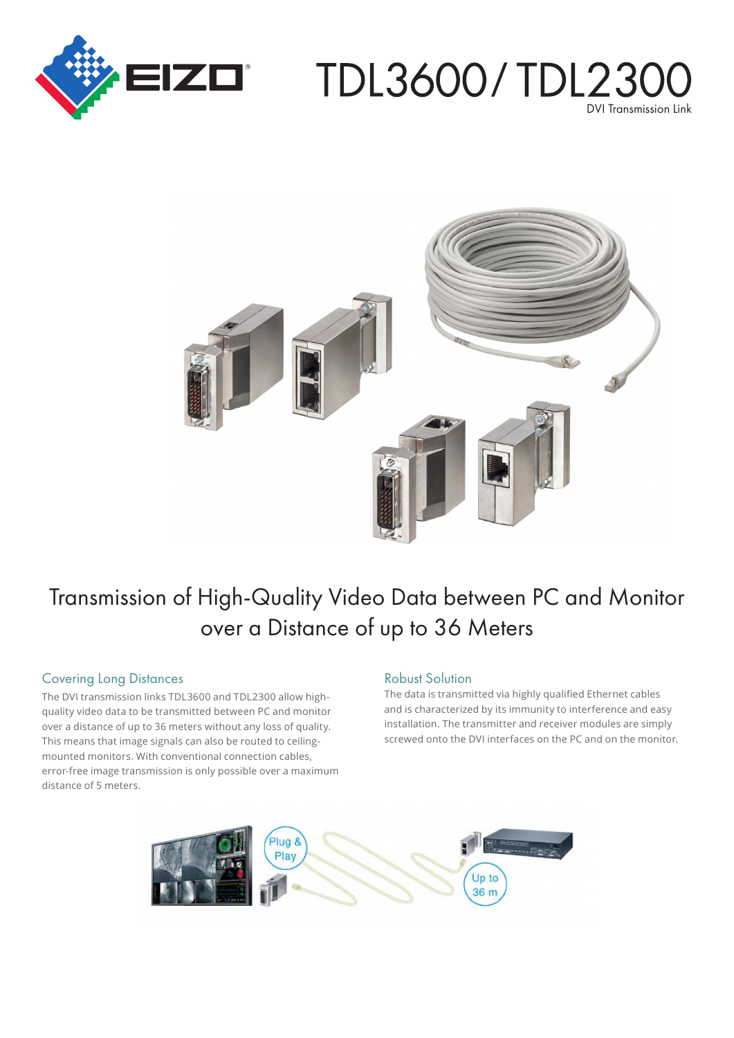# TDL3600/ TDL2300

DVI Transmission Link

## Transmission of High-Quality Video Data between PC and Monitor over a Distance of up to 36 Meters

### Covering Long Distances

The DVI transmission links TDL3600 and TDL2300 allow high-quality video data to be transmitted between PC and monitor over a distance of up to 36 meters without any loss of quality. This means that image signals can also be routed to ceiling-mounted monitors. With conventional connection cables, error-free image transmission is only possible over a maximum distance of 5 meters.

### Robust Solution

The data is transmitted via highly qualified Ethernet cables and is characterized by its immunity to interference and easy installation. The transmitter and receiver modules are simply screwed onto the DVI interfaces on the PC and on the monitor.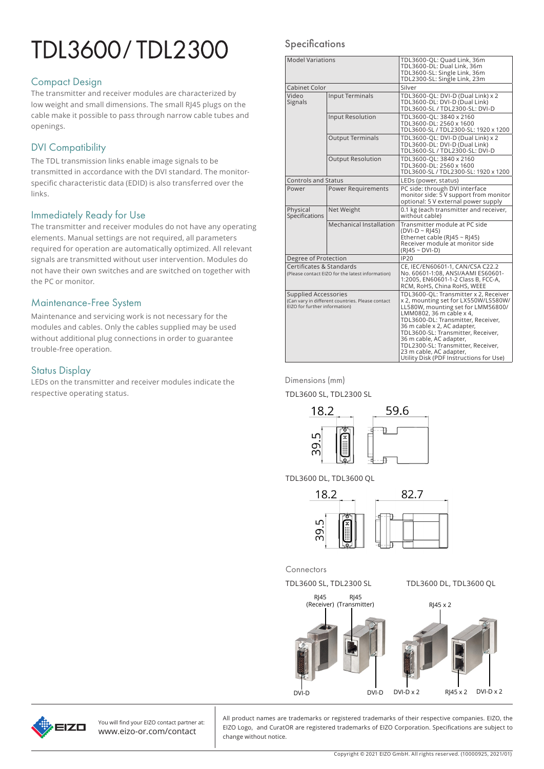# TDL3600 / TDL2300

## Compact Design

The transmitter and receiver modules are characterized by low weight and small dimensions. The small RJ45 plugs on the cable make it possible to pass through narrow cable tubes and openings.

## DVI Compatibility

The TDL transmission links enable image signals to be transmitted in accordance with the DVI standard. The monitor-specific characteristic data (EDID) is also transferred over the links.

## Immediately Ready for Use

The transmitter and receiver modules do not have any operating elements. Manual settings are not required, all parameters required for operation are automatically optimized. All relevant signals are transmitted without user intervention. Modules do not have their own switches and are switched on together with the PC or monitor.

## Maintenance-Free System

Maintenance and servicing work is not necessary for the modules and cables. Only the cables supplied may be used without additional plug connections in order to guarantee trouble-free operation.

## Status Display

LEDs on the transmitter and receiver modules indicate the respective operating status.

## Specifications

| | | |
|---|---|---|
| Model Variations | | TDL3600-QL: Quad Link, 36m<br>TDL3600-DL: Dual Link, 36m<br>TDL3600-SL: Single Link, 36m<br>TDL2300-SL: Single Link, 23m |
| Cabinet Color | | Silver |
| Video Signals | Input Terminals | TDL3600-QL: DVI-D (Dual Link) x 2<br>TDL3600-DL: DVI-D (Dual Link)<br>TDL3600-SL / TDL2300-SL: DVI-D |
| | Input Resolution | TDL3600-QL: 3840 x 2160<br>TDL3600-DL: 2560 x 1600<br>TDL3600-SL / TDL2300-SL: 1920 x 1200 |
| | Output Terminals | TDL3600-QL: DVI-D (Dual Link) x 2<br>TDL3600-DL: DVI-D (Dual Link)<br>TDL3600-SL / TDL2300-SL: DVI-D |
| | Output Resolution | TDL3600-QL: 3840 x 2160<br>TDL3600-DL: 2560 x 1600<br>TDL3600-SL / TDL2300-SL: 1920 x 1200 |
| Controls and Status | | LEDs (power, status) |
| Power | Power Requirements | PC side: through DVI interface<br>monitor side: 5 V support from monitor<br>optional: 5 V external power supply |
| Physical Specifications | Net Weight | 0.1 kg (each transmitter and receiver, without cable) |
| | Mechanical Installation | Transmitter module at PC side (DVI-D ~ RJ45)<br>Ethernet cable (RJ45 ~ RJ45)<br>Receiver module at monitor side (RJ45 ~ DVI-D) |
| Degree of Protection | | IP20 |
| Certificates & Standards (Please contact EIZO for the latest information) | | CE, IEC/EN60601-1, CAN/CSA C22.2 No. 60601-1:08, ANSI/AAMI ES60601-1:2005, EN60601-1-2 Class B, FCC-A, RCM, RoHS, China RoHS, WEEE |
| Supplied Accessories (Can vary in different countries. Please contact EIZO for further information) | | TDL3600-QL: Transmitter x 2, Receiver x 2, mounting set for LX550W/LS580W/LL580W, mounting set for LMM56800/LMM0802, 36 m cable x 4,<br>TDL3600-DL: Transmitter, Receiver, 36 m cable x 2, AC adapter,<br>TDL3600-SL: Transmitter, Receiver, 36 m cable, AC adapter,<br>TDL2300-SL: Transmitter, Receiver, 23 m cable, AC adapter,<br>Utility Disk (PDF Instructions for Use) |

### Dimensions (mm)

TDL3600 SL, TDL2300 SL

18.2
59.6
39.5

TDL3600 DL, TDL3600 QL

18.2
82.7
39.5

### Connectors

TDL3600 SL, TDL2300 SL

RJ45 (Receiver)
RJ45 (Transmitter)
DVI-D
DVI-D

TDL3600 DL, TDL3600 QL

RJ45 x 2
DVI-D x 2
RJ45 x 2
DVI-D x 2

You will find your EIZO contact partner at:
www.eizo-or.com/contact

All product names are trademarks or registered trademarks of their respective companies. EIZO, the EIZO Logo, and CuratOR are registered trademarks of EIZO Corporation. Specifications are subject to change without notice.

Copyright © 2021 EIZO GmbH. All rights reserved. (10000925, 2021/01)